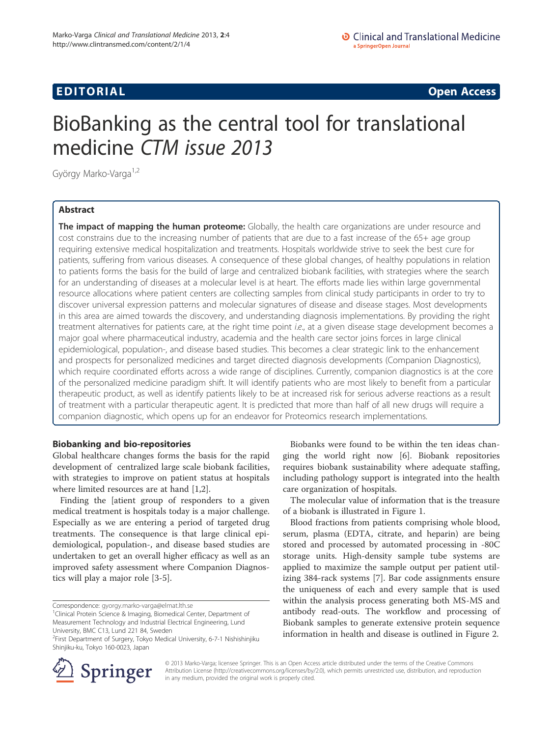**EDITORIAL** **Open Access**

# BioBanking as the central tool for translational medicine *CTM issue 2013*

György Marko-Varga[1,2]

## Abstract

**The impact of mapping the human proteome:** Globally, the health care organizations are under resource and cost constrains due to the increasing number of patients that are due to a fast increase of the 65+ age group requiring extensive medical hospitalization and treatments. Hospitals worldwide strive to seek the best cure for patients, suffering from various diseases. A consequence of these global changes, of healthy populations in relation to patients forms the basis for the build of large and centralized biobank facilities, with strategies where the search for an understanding of diseases at a molecular level is at heart. The efforts made lies within large governmental resource allocations where patient centers are collecting samples from clinical study participants in order to try to discover universal expression patterns and molecular signatures of disease and disease stages. Most developments in this area are aimed towards the discovery, and understanding diagnosis implementations. By providing the right treatment alternatives for patients care, at the right time point *i.e.,* at a given disease stage development becomes a major goal where pharmaceutical industry, academia and the health care sector joins forces in large clinical epidemiological, population-, and disease based studies. This becomes a clear strategic link to the enhancement and prospects for personalized medicines and target directed diagnosis developments (Companion Diagnostics), which require coordinated efforts across a wide range of disciplines. Currently, companion diagnostics is at the core of the personalized medicine paradigm shift. It will identify patients who are most likely to benefit from a particular therapeutic product, as well as identify patients likely to be at increased risk for serious adverse reactions as a result of treatment with a particular therapeutic agent. It is predicted that more than half of all new drugs will require a companion diagnostic, which opens up for an endeavor for Proteomics research implementations.

### Biobanking and bio-repositories

Global healthcare changes forms the basis for the rapid development of centralized large scale biobank facilities, with strategies to improve on patient status at hospitals where limited resources are at hand [1,2].

Finding the [atient group of responders to a given medical treatment is hospitals today is a major challenge. Especially as we are entering a period of targeted drug treatments. The consequence is that large clinical epidemiological, population-, and disease based studies are undertaken to get an overall higher efficacy as well as an improved safety assessment where Companion Diagnostics will play a major role [3-5].

Correspondence: gyorgy.marko-varga@elmat.lth.se
[1]Clinical Protein Science & Imaging, Biomedical Center, Department of Measurement Technology and Industrial Electrical Engineering, Lund University, BMC C13, Lund 221 84, Sweden
[2]First Department of Surgery, Tokyo Medical University, 6-7-1 Nishishinjiku Shinjiku-ku, Tokyo 160-0023, Japan

Biobanks were found to be within the ten ideas changing the world right now [6]. Biobank repositories requires biobank sustainability where adequate staffing, including pathology support is integrated into the health care organization of hospitals.

The molecular value of information that is the treasure of a biobank is illustrated in Figure 1.

Blood fractions from patients comprising whole blood, serum, plasma (EDTA, citrate, and heparin) are being stored and processed by automated processing in -80C storage units. High-density sample tube systems are applied to maximize the sample output per patient utilizing 384-rack systems [7]. Bar code assignments ensure the uniqueness of each and every sample that is used within the analysis process generating both MS-MS and antibody read-outs. The workflow and processing of Biobank samples to generate extensive protein sequence information in health and disease is outlined in Figure 2.

© 2013 Marko-Varga; licensee Springer. This is an Open Access article distributed under the terms of the Creative Commons Attribution License (http://creativecommons.org/licenses/by/2.0), which permits unrestricted use, distribution, and reproduction in any medium, provided the original work is properly cited.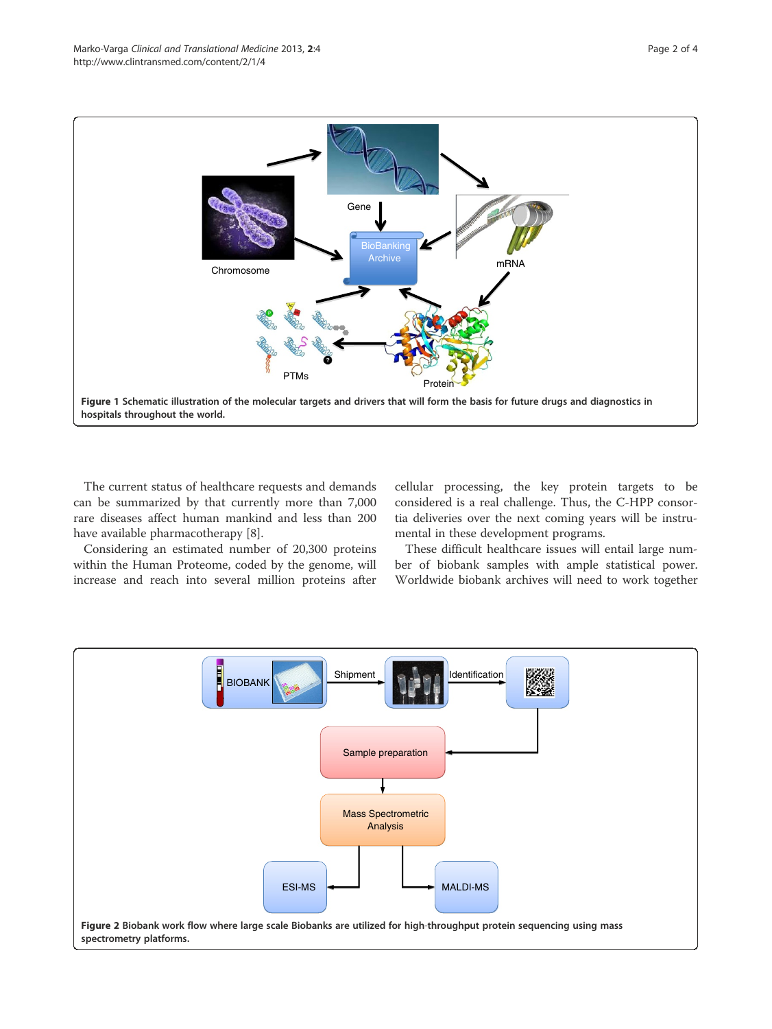**Figure 1** Schematic illustration of the molecular targets and drivers that will form the basis for future drugs and diagnostics in hospitals throughout the world.

The current status of healthcare requests and demands can be summarized by that currently more than 7,000 rare diseases affect human mankind and less than 200 have available pharmacotherapy [8].

Considering an estimated number of 20,300 proteins within the Human Proteome, coded by the genome, will increase and reach into several million proteins after cellular processing, the key protein targets to be considered is a real challenge. Thus, the C-HPP consortia deliveries over the next coming years will be instrumental in these development programs.

These difficult healthcare issues will entail large number of biobank samples with ample statistical power. Worldwide biobank archives will need to work together

**Figure 2** Biobank work flow where large scale Biobanks are utilized for high-throughput protein sequencing using mass spectrometry platforms.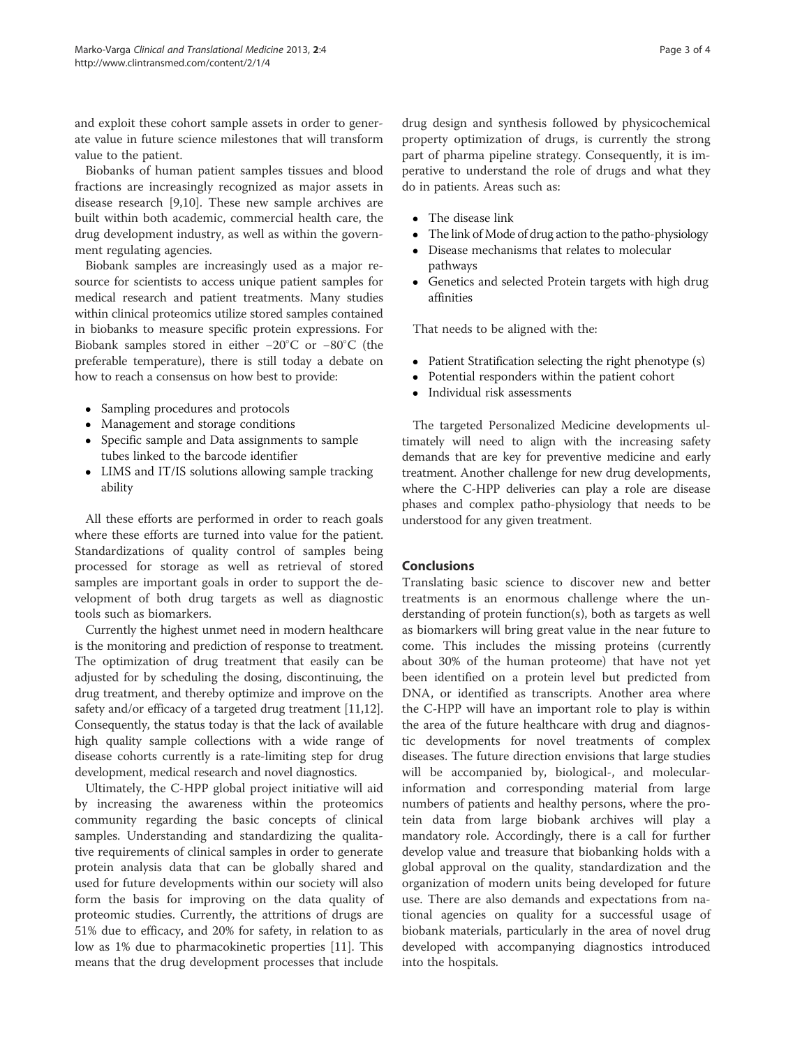and exploit these cohort sample assets in order to generate value in future science milestones that will transform value to the patient.

Biobanks of human patient samples tissues and blood fractions are increasingly recognized as major assets in disease research [9,10]. These new sample archives are built within both academic, commercial health care, the drug development industry, as well as within the government regulating agencies.

Biobank samples are increasingly used as a major resource for scientists to access unique patient samples for medical research and patient treatments. Many studies within clinical proteomics utilize stored samples contained in biobanks to measure specific protein expressions. For Biobank samples stored in either −20°C or −80°C (the preferable temperature), there is still today a debate on how to reach a consensus on how best to provide:

- Sampling procedures and protocols
- Management and storage conditions
- Specific sample and Data assignments to sample tubes linked to the barcode identifier
- LIMS and IT/IS solutions allowing sample tracking ability

All these efforts are performed in order to reach goals where these efforts are turned into value for the patient. Standardizations of quality control of samples being processed for storage as well as retrieval of stored samples are important goals in order to support the development of both drug targets as well as diagnostic tools such as biomarkers.

Currently the highest unmet need in modern healthcare is the monitoring and prediction of response to treatment. The optimization of drug treatment that easily can be adjusted for by scheduling the dosing, discontinuing, the drug treatment, and thereby optimize and improve on the safety and/or efficacy of a targeted drug treatment [11,12]. Consequently, the status today is that the lack of available high quality sample collections with a wide range of disease cohorts currently is a rate-limiting step for drug development, medical research and novel diagnostics.

Ultimately, the C-HPP global project initiative will aid by increasing the awareness within the proteomics community regarding the basic concepts of clinical samples. Understanding and standardizing the qualitative requirements of clinical samples in order to generate protein analysis data that can be globally shared and used for future developments within our society will also form the basis for improving on the data quality of proteomic studies. Currently, the attritions of drugs are 51% due to efficacy, and 20% for safety, in relation to as low as 1% due to pharmacokinetic properties [11]. This means that the drug development processes that include drug design and synthesis followed by physicochemical property optimization of drugs, is currently the strong part of pharma pipeline strategy. Consequently, it is imperative to understand the role of drugs and what they do in patients. Areas such as:

- The disease link
- The link of Mode of drug action to the patho-physiology
- Disease mechanisms that relates to molecular pathways
- Genetics and selected Protein targets with high drug affinities

That needs to be aligned with the:

- Patient Stratification selecting the right phenotype (s)
- Potential responders within the patient cohort
- Individual risk assessments

The targeted Personalized Medicine developments ultimately will need to align with the increasing safety demands that are key for preventive medicine and early treatment. Another challenge for new drug developments, where the C-HPP deliveries can play a role are disease phases and complex patho-physiology that needs to be understood for any given treatment.

## Conclusions

Translating basic science to discover new and better treatments is an enormous challenge where the understanding of protein function(s), both as targets as well as biomarkers will bring great value in the near future to come. This includes the missing proteins (currently about 30% of the human proteome) that have not yet been identified on a protein level but predicted from DNA, or identified as transcripts. Another area where the C-HPP will have an important role to play is within the area of the future healthcare with drug and diagnostic developments for novel treatments of complex diseases. The future direction envisions that large studies will be accompanied by, biological-, and molecular-information and corresponding material from large numbers of patients and healthy persons, where the protein data from large biobank archives will play a mandatory role. Accordingly, there is a call for further develop value and treasure that biobanking holds with a global approval on the quality, standardization and the organization of modern units being developed for future use. There are also demands and expectations from national agencies on quality for a successful usage of biobank materials, particularly in the area of novel drug developed with accompanying diagnostics introduced into the hospitals.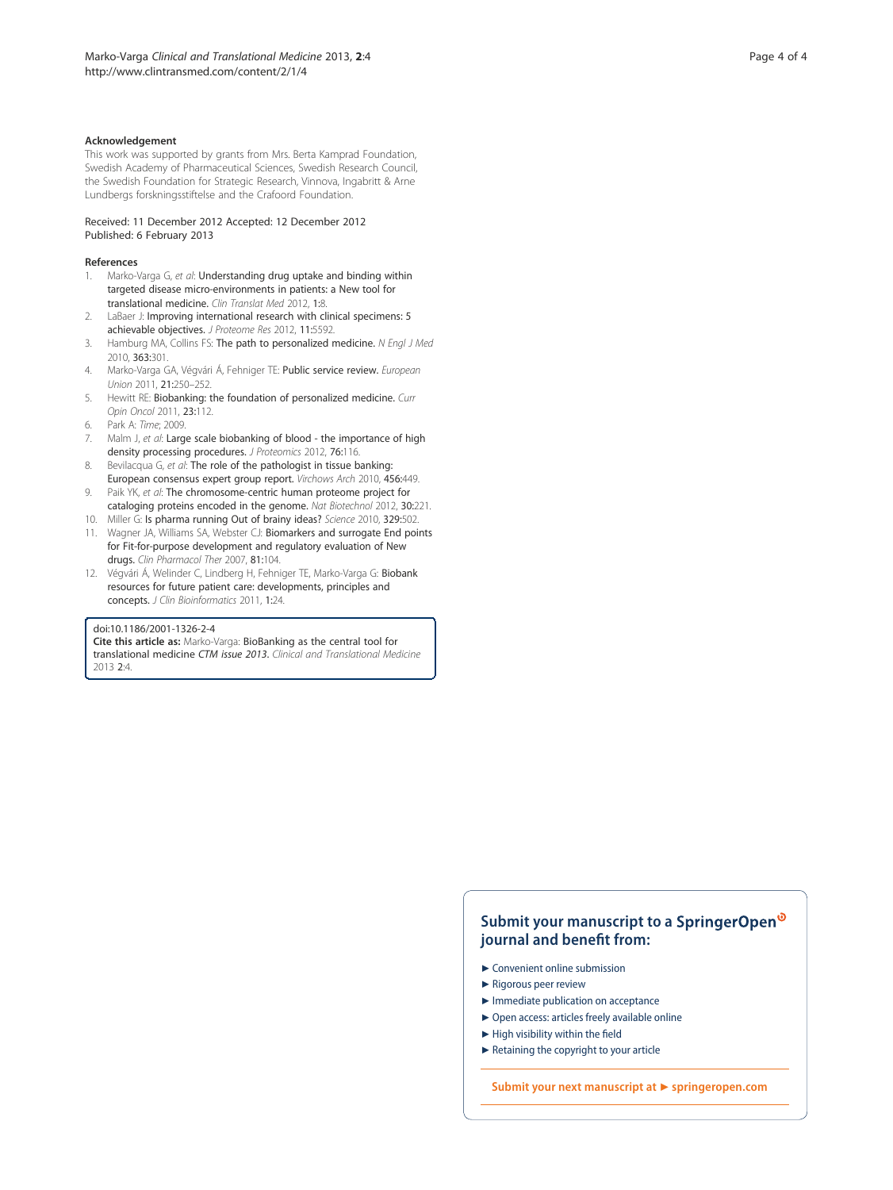### Acknowledgement

This work was supported by grants from Mrs. Berta Kamprad Foundation, Swedish Academy of Pharmaceutical Sciences, Swedish Research Council, the Swedish Foundation for Strategic Research, Vinnova, Ingabritt & Arne Lundbergs forskningsstiftelse and the Crafoord Foundation.

Received: 11 December 2012 Accepted: 12 December 2012
Published: 6 February 2013

### References

1. Marko-Varga G, *et al*: **Understanding drug uptake and binding within targeted disease micro-environments in patients: a New tool for translational medicine.** *Clin Translat Med* 2012, **1**:8.
2. LaBaer J: **Improving international research with clinical specimens: 5 achievable objectives.** *J Proteome Res* 2012, **11**:5592.
3. Hamburg MA, Collins FS: **The path to personalized medicine.** *N Engl J Med* 2010, **363**:301.
4. Marko-Varga GA, Végvári Á, Fehniger TE: **Public service review.** *European Union* 2011, **21**:250–252.
5. Hewitt RE: **Biobanking: the foundation of personalized medicine.** *Curr Opin Oncol* 2011, **23**:112.
6. Park A: *Time*; 2009.
7. Malm J, *et al*: **Large scale biobanking of blood - the importance of high density processing procedures.** *J Proteomics* 2012, **76**:116.
8. Bevilacqua G, *et al*: **The role of the pathologist in tissue banking: European consensus expert group report.** *Virchows Arch* 2010, **456**:449.
9. Paik YK, *et al*: **The chromosome-centric human proteome project for cataloging proteins encoded in the genome.** *Nat Biotechnol* 2012, **30**:221.
10. Miller G: **Is pharma running Out of brainy ideas?** *Science* 2010, **329**:502.
11. Wagner JA, Williams SA, Webster CJ: **Biomarkers and surrogate End points for Fit-for-purpose development and regulatory evaluation of New drugs.** *Clin Pharmacol Ther* 2007, **81**:104.
12. Végvári Á, Welinder C, Lindberg H, Fehniger TE, Marko-Varga G: **Biobank resources for future patient care: developments, principles and concepts.** *J Clin Bioinformatics* 2011, **1**:24.

doi:10.1186/2001-1326-2-4
**Cite this article as:** Marko-Varga: BioBanking as the central tool for translational medicine *CTM issue 2013*. *Clinical and Translational Medicine* 2013 **2**:4.

**Submit your manuscript to a SpringerOpen journal and benefit from:**

- ► Convenient online submission
- ► Rigorous peer review
- ► Immediate publication on acceptance
- ► Open access: articles freely available online
- ► High visibility within the field
- ► Retaining the copyright to your article

**Submit your next manuscript at ► springeropen.com**